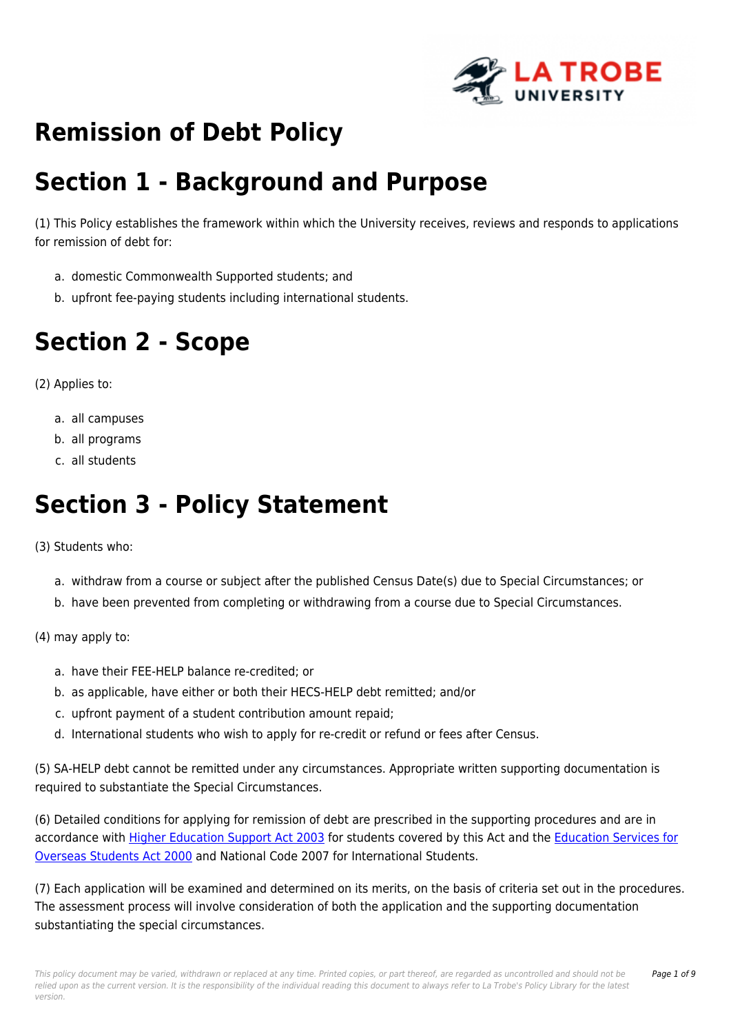# Remission of Debt Policy

# Section 1 - Background and Purpose

(1) This Policy establishes the framework within which the University receives, reviews and responds to applications for remission of debt for:

a. domestic Commonwealth Supported students; and
b. upfront fee-paying students including international students.

# Section 2 - Scope

(2) Applies to:

a. all campuses
b. all programs
c. all students

# Section 3 - Policy Statement

(3) Students who:

a. withdraw from a course or subject after the published Census Date(s) due to Special Circumstances; or
b. have been prevented from completing or withdrawing from a course due to Special Circumstances.

(4) may apply to:

a. have their FEE-HELP balance re-credited; or
b. as applicable, have either or both their HECS-HELP debt remitted; and/or
c. upfront payment of a student contribution amount repaid;
d. International students who wish to apply for re-credit or refund or fees after Census.

(5) SA-HELP debt cannot be remitted under any circumstances. Appropriate written supporting documentation is required to substantiate the Special Circumstances.

(6) Detailed conditions for applying for remission of debt are prescribed in the supporting procedures and are in accordance with Higher Education Support Act 2003 for students covered by this Act and the Education Services for Overseas Students Act 2000 and National Code 2007 for International Students.

(7) Each application will be examined and determined on its merits, on the basis of criteria set out in the procedures. The assessment process will involve consideration of both the application and the supporting documentation substantiating the special circumstances.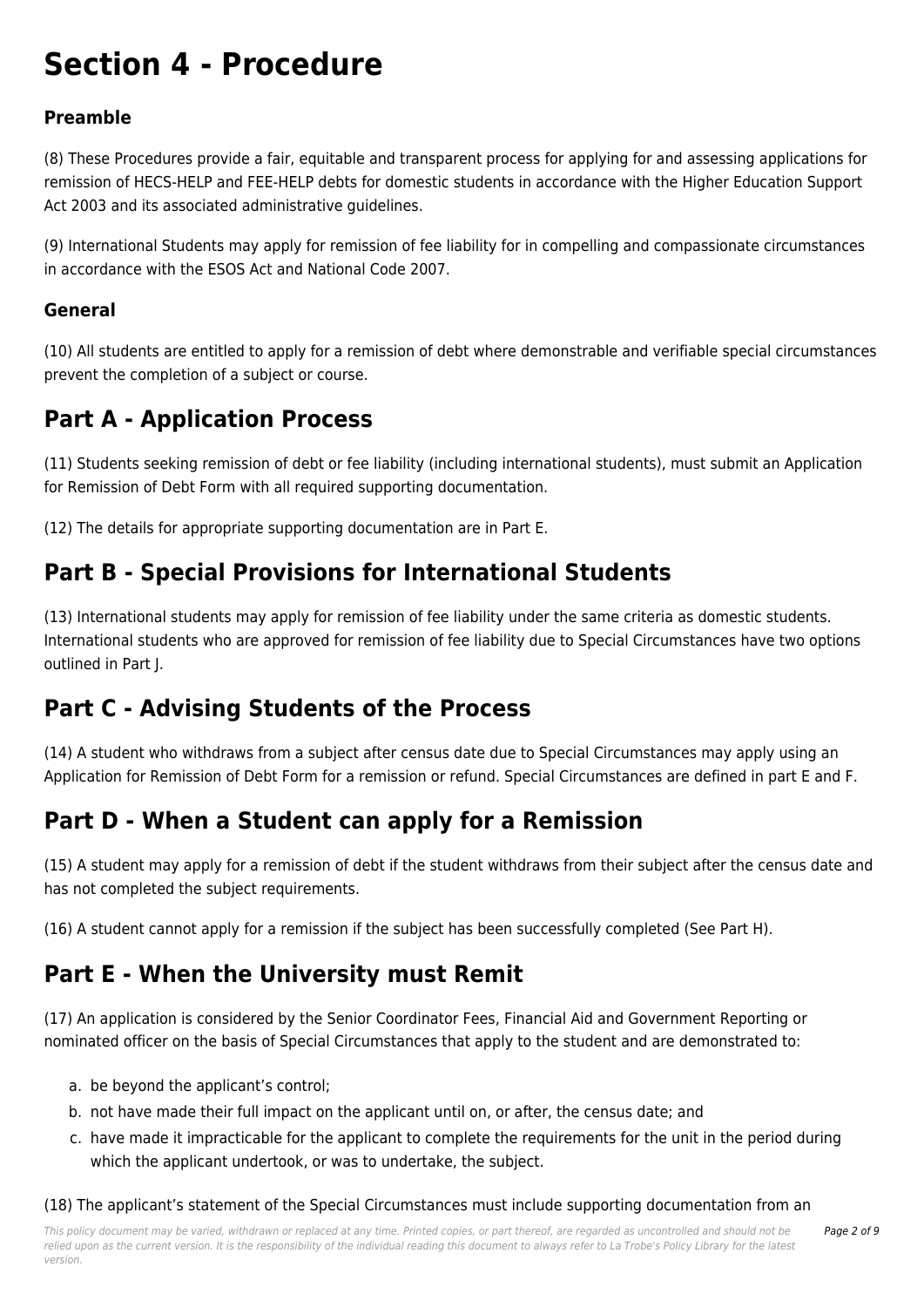# Section 4 - Procedure

### Preamble

(8) These Procedures provide a fair, equitable and transparent process for applying for and assessing applications for remission of HECS-HELP and FEE-HELP debts for domestic students in accordance with the Higher Education Support Act 2003 and its associated administrative guidelines.

(9) International Students may apply for remission of fee liability for in compelling and compassionate circumstances in accordance with the ESOS Act and National Code 2007.

### General

(10) All students are entitled to apply for a remission of debt where demonstrable and verifiable special circumstances prevent the completion of a subject or course.

## Part A - Application Process

(11) Students seeking remission of debt or fee liability (including international students), must submit an Application for Remission of Debt Form with all required supporting documentation.

(12) The details for appropriate supporting documentation are in Part E.

## Part B - Special Provisions for International Students

(13) International students may apply for remission of fee liability under the same criteria as domestic students. International students who are approved for remission of fee liability due to Special Circumstances have two options outlined in Part J.

## Part C - Advising Students of the Process

(14) A student who withdraws from a subject after census date due to Special Circumstances may apply using an Application for Remission of Debt Form for a remission or refund. Special Circumstances are defined in part E and F.

## Part D - When a Student can apply for a Remission

(15) A student may apply for a remission of debt if the student withdraws from their subject after the census date and has not completed the subject requirements.

(16) A student cannot apply for a remission if the subject has been successfully completed (See Part H).

## Part E - When the University must Remit

(17) An application is considered by the Senior Coordinator Fees, Financial Aid and Government Reporting or nominated officer on the basis of Special Circumstances that apply to the student and are demonstrated to:

a. be beyond the applicant's control;
b. not have made their full impact on the applicant until on, or after, the census date; and
c. have made it impracticable for the applicant to complete the requirements for the unit in the period during which the applicant undertook, or was to undertake, the subject.

(18) The applicant's statement of the Special Circumstances must include supporting documentation from an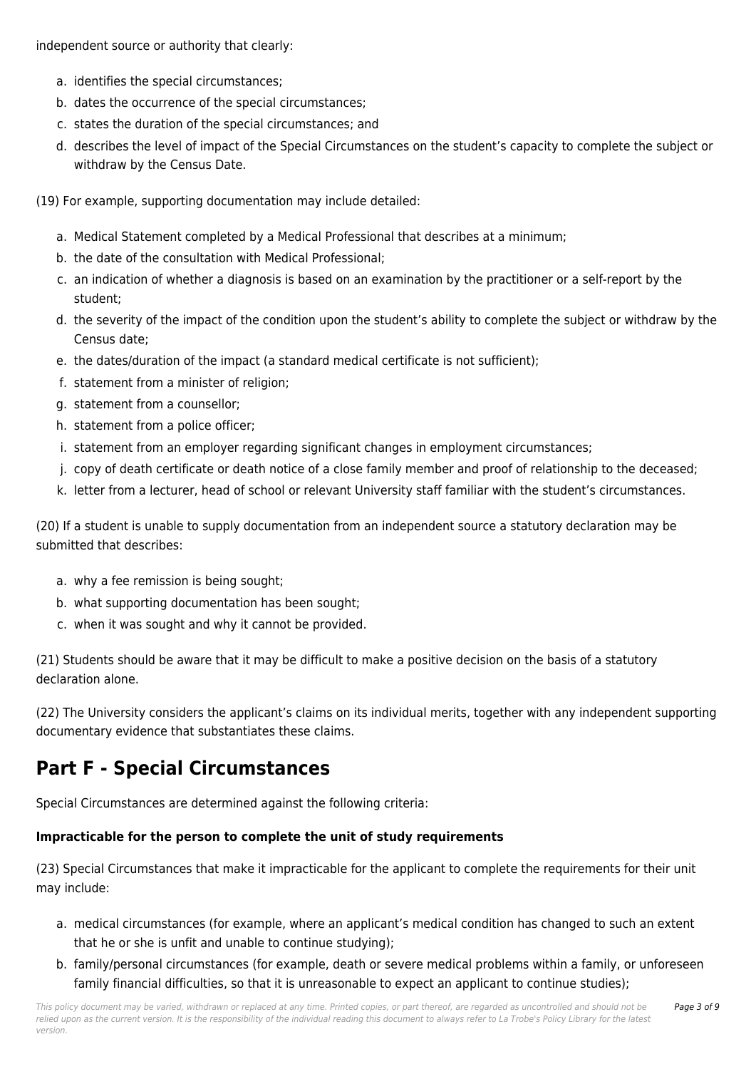independent source or authority that clearly:

a. identifies the special circumstances;
b. dates the occurrence of the special circumstances;
c. states the duration of the special circumstances; and
d. describes the level of impact of the Special Circumstances on the student's capacity to complete the subject or withdraw by the Census Date.

(19) For example, supporting documentation may include detailed:

a. Medical Statement completed by a Medical Professional that describes at a minimum;
b. the date of the consultation with Medical Professional;
c. an indication of whether a diagnosis is based on an examination by the practitioner or a self-report by the student;
d. the severity of the impact of the condition upon the student's ability to complete the subject or withdraw by the Census date;
e. the dates/duration of the impact (a standard medical certificate is not sufficient);
f. statement from a minister of religion;
g. statement from a counsellor;
h. statement from a police officer;
i. statement from an employer regarding significant changes in employment circumstances;
j. copy of death certificate or death notice of a close family member and proof of relationship to the deceased;
k. letter from a lecturer, head of school or relevant University staff familiar with the student's circumstances.

(20) If a student is unable to supply documentation from an independent source a statutory declaration may be submitted that describes:

a. why a fee remission is being sought;
b. what supporting documentation has been sought;
c. when it was sought and why it cannot be provided.

(21) Students should be aware that it may be difficult to make a positive decision on the basis of a statutory declaration alone.

(22) The University considers the applicant's claims on its individual merits, together with any independent supporting documentary evidence that substantiates these claims.

## Part F - Special Circumstances

Special Circumstances are determined against the following criteria:

**Impracticable for the person to complete the unit of study requirements**

(23) Special Circumstances that make it impracticable for the applicant to complete the requirements for their unit may include:

a. medical circumstances (for example, where an applicant's medical condition has changed to such an extent that he or she is unfit and unable to continue studying);
b. family/personal circumstances (for example, death or severe medical problems within a family, or unforeseen family financial difficulties, so that it is unreasonable to expect an applicant to continue studies);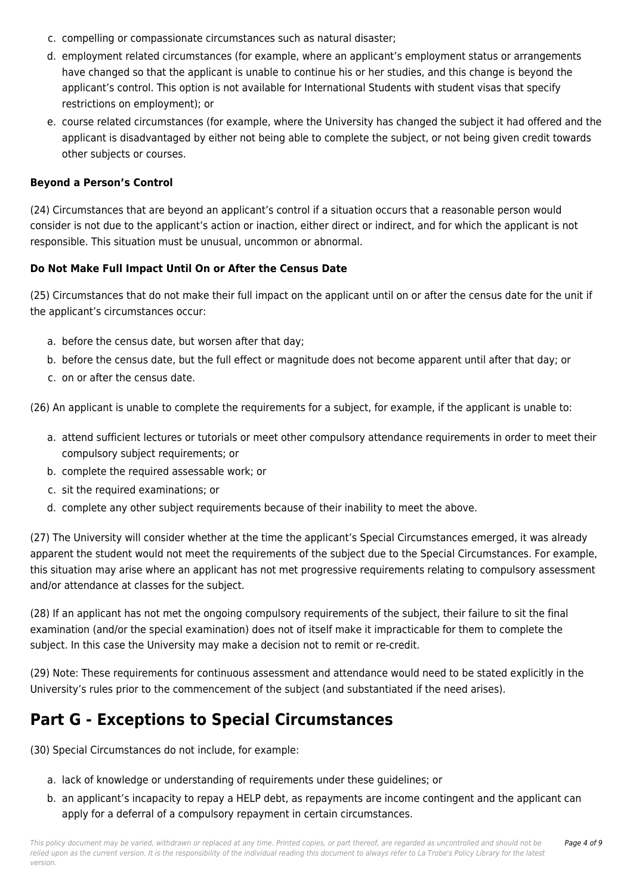c. compelling or compassionate circumstances such as natural disaster;
d. employment related circumstances (for example, where an applicant's employment status or arrangements have changed so that the applicant is unable to continue his or her studies, and this change is beyond the applicant's control. This option is not available for International Students with student visas that specify restrictions on employment); or
e. course related circumstances (for example, where the University has changed the subject it had offered and the applicant is disadvantaged by either not being able to complete the subject, or not being given credit towards other subjects or courses.

**Beyond a Person's Control**

(24) Circumstances that are beyond an applicant's control if a situation occurs that a reasonable person would consider is not due to the applicant's action or inaction, either direct or indirect, and for which the applicant is not responsible. This situation must be unusual, uncommon or abnormal.

**Do Not Make Full Impact Until On or After the Census Date**

(25) Circumstances that do not make their full impact on the applicant until on or after the census date for the unit if the applicant's circumstances occur:

a. before the census date, but worsen after that day;
b. before the census date, but the full effect or magnitude does not become apparent until after that day; or
c. on or after the census date.

(26) An applicant is unable to complete the requirements for a subject, for example, if the applicant is unable to:

a. attend sufficient lectures or tutorials or meet other compulsory attendance requirements in order to meet their compulsory subject requirements; or
b. complete the required assessable work; or
c. sit the required examinations; or
d. complete any other subject requirements because of their inability to meet the above.

(27) The University will consider whether at the time the applicant's Special Circumstances emerged, it was already apparent the student would not meet the requirements of the subject due to the Special Circumstances. For example, this situation may arise where an applicant has not met progressive requirements relating to compulsory assessment and/or attendance at classes for the subject.

(28) If an applicant has not met the ongoing compulsory requirements of the subject, their failure to sit the final examination (and/or the special examination) does not of itself make it impracticable for them to complete the subject. In this case the University may make a decision not to remit or re-credit.

(29) Note: These requirements for continuous assessment and attendance would need to be stated explicitly in the University's rules prior to the commencement of the subject (and substantiated if the need arises).

## Part G - Exceptions to Special Circumstances

(30) Special Circumstances do not include, for example:

a. lack of knowledge or understanding of requirements under these guidelines; or
b. an applicant's incapacity to repay a HELP debt, as repayments are income contingent and the applicant can apply for a deferral of a compulsory repayment in certain circumstances.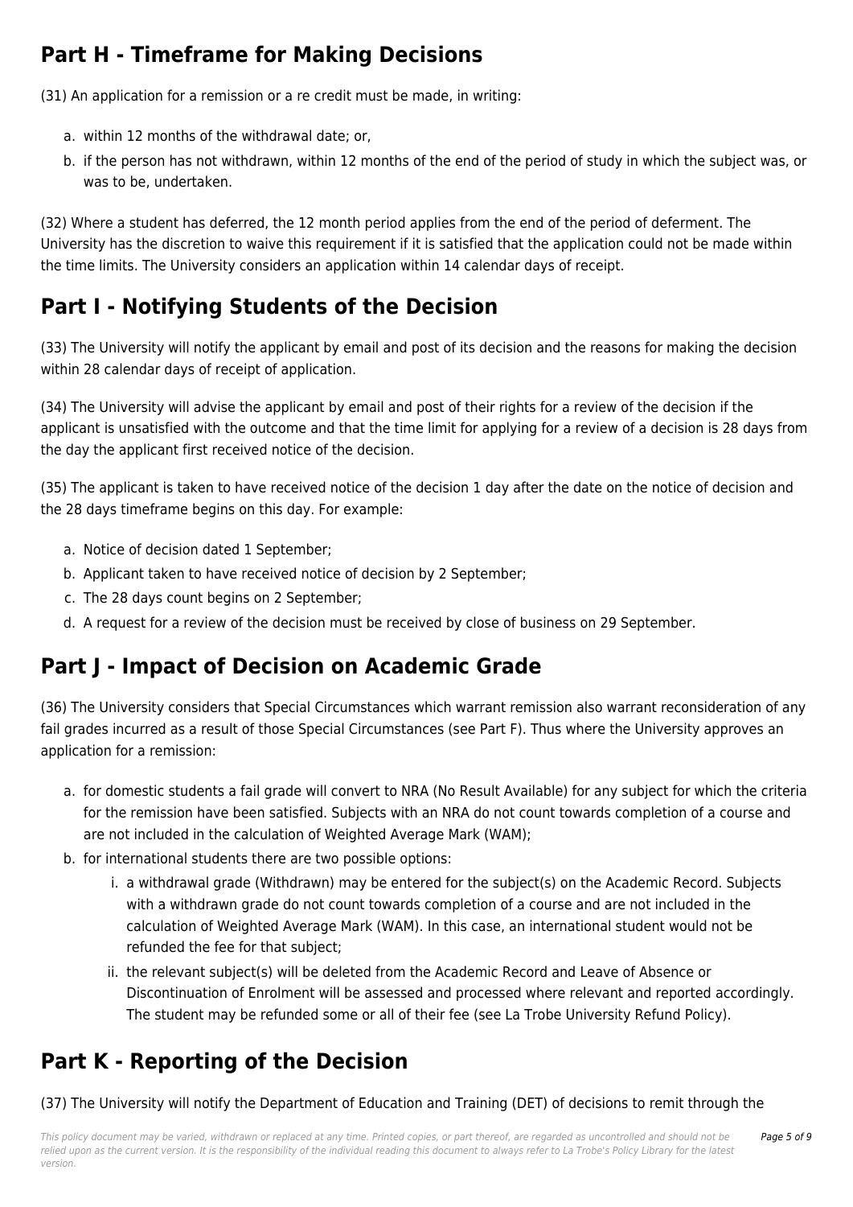## Part H - Timeframe for Making Decisions

(31) An application for a remission or a re credit must be made, in writing:

a. within 12 months of the withdrawal date; or,
b. if the person has not withdrawn, within 12 months of the end of the period of study in which the subject was, or was to be, undertaken.

(32) Where a student has deferred, the 12 month period applies from the end of the period of deferment. The University has the discretion to waive this requirement if it is satisfied that the application could not be made within the time limits. The University considers an application within 14 calendar days of receipt.

## Part I - Notifying Students of the Decision

(33) The University will notify the applicant by email and post of its decision and the reasons for making the decision within 28 calendar days of receipt of application.

(34) The University will advise the applicant by email and post of their rights for a review of the decision if the applicant is unsatisfied with the outcome and that the time limit for applying for a review of a decision is 28 days from the day the applicant first received notice of the decision.

(35) The applicant is taken to have received notice of the decision 1 day after the date on the notice of decision and the 28 days timeframe begins on this day. For example:

a. Notice of decision dated 1 September;
b. Applicant taken to have received notice of decision by 2 September;
c. The 28 days count begins on 2 September;
d. A request for a review of the decision must be received by close of business on 29 September.

## Part J - Impact of Decision on Academic Grade

(36) The University considers that Special Circumstances which warrant remission also warrant reconsideration of any fail grades incurred as a result of those Special Circumstances (see Part F). Thus where the University approves an application for a remission:

a. for domestic students a fail grade will convert to NRA (No Result Available) for any subject for which the criteria for the remission have been satisfied. Subjects with an NRA do not count towards completion of a course and are not included in the calculation of Weighted Average Mark (WAM);
b. for international students there are two possible options:
    i. a withdrawal grade (Withdrawn) may be entered for the subject(s) on the Academic Record. Subjects with a withdrawn grade do not count towards completion of a course and are not included in the calculation of Weighted Average Mark (WAM). In this case, an international student would not be refunded the fee for that subject;
    ii. the relevant subject(s) will be deleted from the Academic Record and Leave of Absence or Discontinuation of Enrolment will be assessed and processed where relevant and reported accordingly. The student may be refunded some or all of their fee (see La Trobe University Refund Policy).

## Part K - Reporting of the Decision

(37) The University will notify the Department of Education and Training (DET) of decisions to remit through the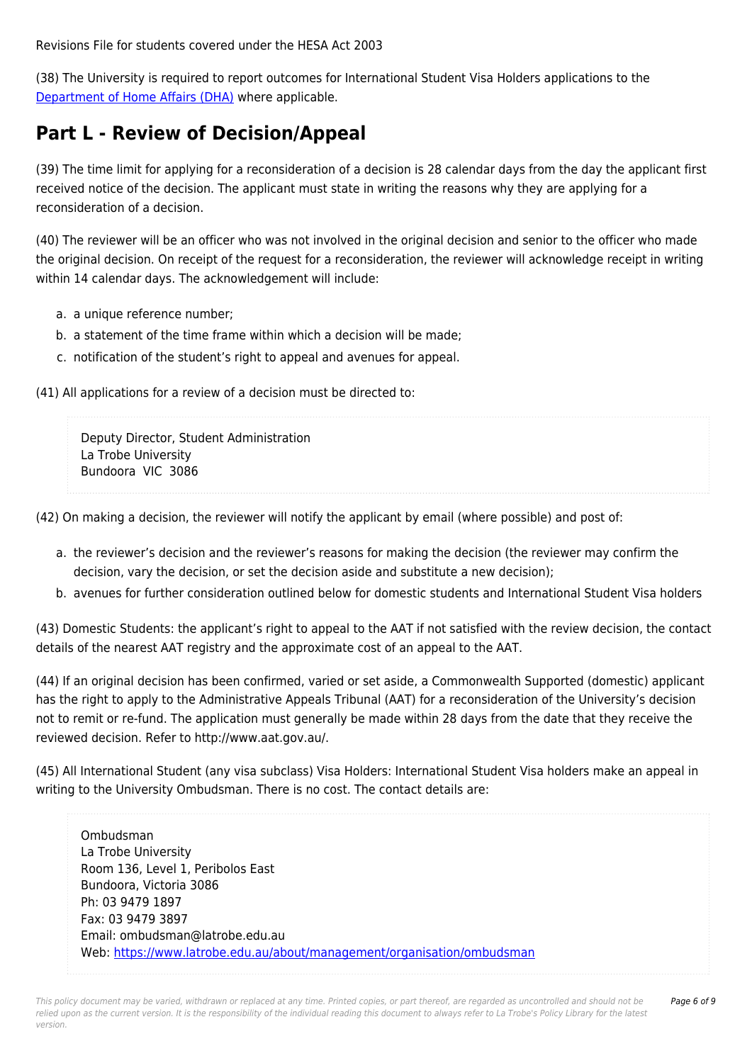Revisions File for students covered under the HESA Act 2003

(38) The University is required to report outcomes for International Student Visa Holders applications to the [Department of Home Affairs (DHA)](#) where applicable.

## Part L - Review of Decision/Appeal

(39) The time limit for applying for a reconsideration of a decision is 28 calendar days from the day the applicant first received notice of the decision. The applicant must state in writing the reasons why they are applying for a reconsideration of a decision.

(40) The reviewer will be an officer who was not involved in the original decision and senior to the officer who made the original decision. On receipt of the request for a reconsideration, the reviewer will acknowledge receipt in writing within 14 calendar days. The acknowledgement will include:

a. a unique reference number;
b. a statement of the time frame within which a decision will be made;
c. notification of the student's right to appeal and avenues for appeal.

(41) All applications for a review of a decision must be directed to:

> Deputy Director, Student Administration
> La Trobe University
> Bundoora VIC 3086

(42) On making a decision, the reviewer will notify the applicant by email (where possible) and post of:

a. the reviewer's decision and the reviewer's reasons for making the decision (the reviewer may confirm the decision, vary the decision, or set the decision aside and substitute a new decision);
b. avenues for further consideration outlined below for domestic students and International Student Visa holders

(43) Domestic Students: the applicant's right to appeal to the AAT if not satisfied with the review decision, the contact details of the nearest AAT registry and the approximate cost of an appeal to the AAT.

(44) If an original decision has been confirmed, varied or set aside, a Commonwealth Supported (domestic) applicant has the right to apply to the Administrative Appeals Tribunal (AAT) for a reconsideration of the University's decision not to remit or re-fund. The application must generally be made within 28 days from the date that they receive the reviewed decision. Refer to http://www.aat.gov.au/.

(45) All International Student (any visa subclass) Visa Holders: International Student Visa holders make an appeal in writing to the University Ombudsman. There is no cost. The contact details are:

> Ombudsman
> La Trobe University
> Room 136, Level 1, Peribolos East
> Bundoora, Victoria 3086
> Ph: 03 9479 1897
> Fax: 03 9479 3897
> Email: ombudsman@latrobe.edu.au
> Web: [https://www.latrobe.edu.au/about/management/organisation/ombudsman](https://www.latrobe.edu.au/about/management/organisation/ombudsman)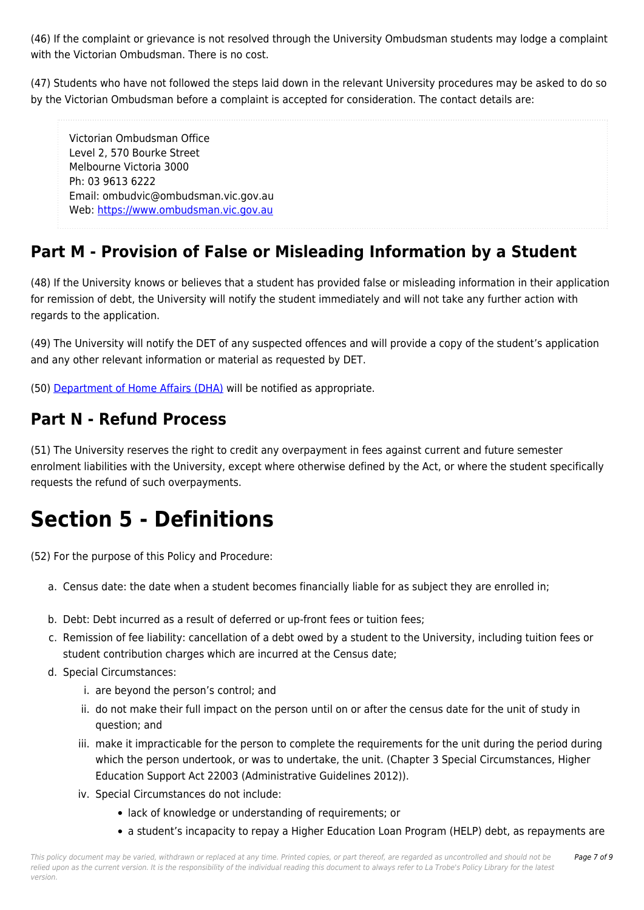(46) If the complaint or grievance is not resolved through the University Ombudsman students may lodge a complaint with the Victorian Ombudsman. There is no cost.

(47) Students who have not followed the steps laid down in the relevant University procedures may be asked to do so by the Victorian Ombudsman before a complaint is accepted for consideration. The contact details are:

> Victorian Ombudsman Office
> Level 2, 570 Bourke Street
> Melbourne Victoria 3000
> Ph: 03 9613 6222
> Email: ombudvic@ombudsman.vic.gov.au
> Web: [https://www.ombudsman.vic.gov.au](https://www.ombudsman.vic.gov.au)

## Part M - Provision of False or Misleading Information by a Student

(48) If the University knows or believes that a student has provided false or misleading information in their application for remission of debt, the University will notify the student immediately and will not take any further action with regards to the application.

(49) The University will notify the DET of any suspected offences and will provide a copy of the student's application and any other relevant information or material as requested by DET.

(50) [Department of Home Affairs (DHA)]() will be notified as appropriate.

## Part N - Refund Process

(51) The University reserves the right to credit any overpayment in fees against current and future semester enrolment liabilities with the University, except where otherwise defined by the Act, or where the student specifically requests the refund of such overpayments.

# Section 5 - Definitions

(52) For the purpose of this Policy and Procedure:

a. Census date: the date when a student becomes financially liable for as subject they are enrolled in;
b. Debt: Debt incurred as a result of deferred or up-front fees or tuition fees;
c. Remission of fee liability: cancellation of a debt owed by a student to the University, including tuition fees or student contribution charges which are incurred at the Census date;
d. Special Circumstances:
    i. are beyond the person's control; and
    ii. do not make their full impact on the person until on or after the census date for the unit of study in question; and
    iii. make it impracticable for the person to complete the requirements for the unit during the period during which the person undertook, or was to undertake, the unit. (Chapter 3 Special Circumstances, Higher Education Support Act 22003 (Administrative Guidelines 2012)).
    iv. Special Circumstances do not include:
        - lack of knowledge or understanding of requirements; or
        - a student's incapacity to repay a Higher Education Loan Program (HELP) debt, as repayments are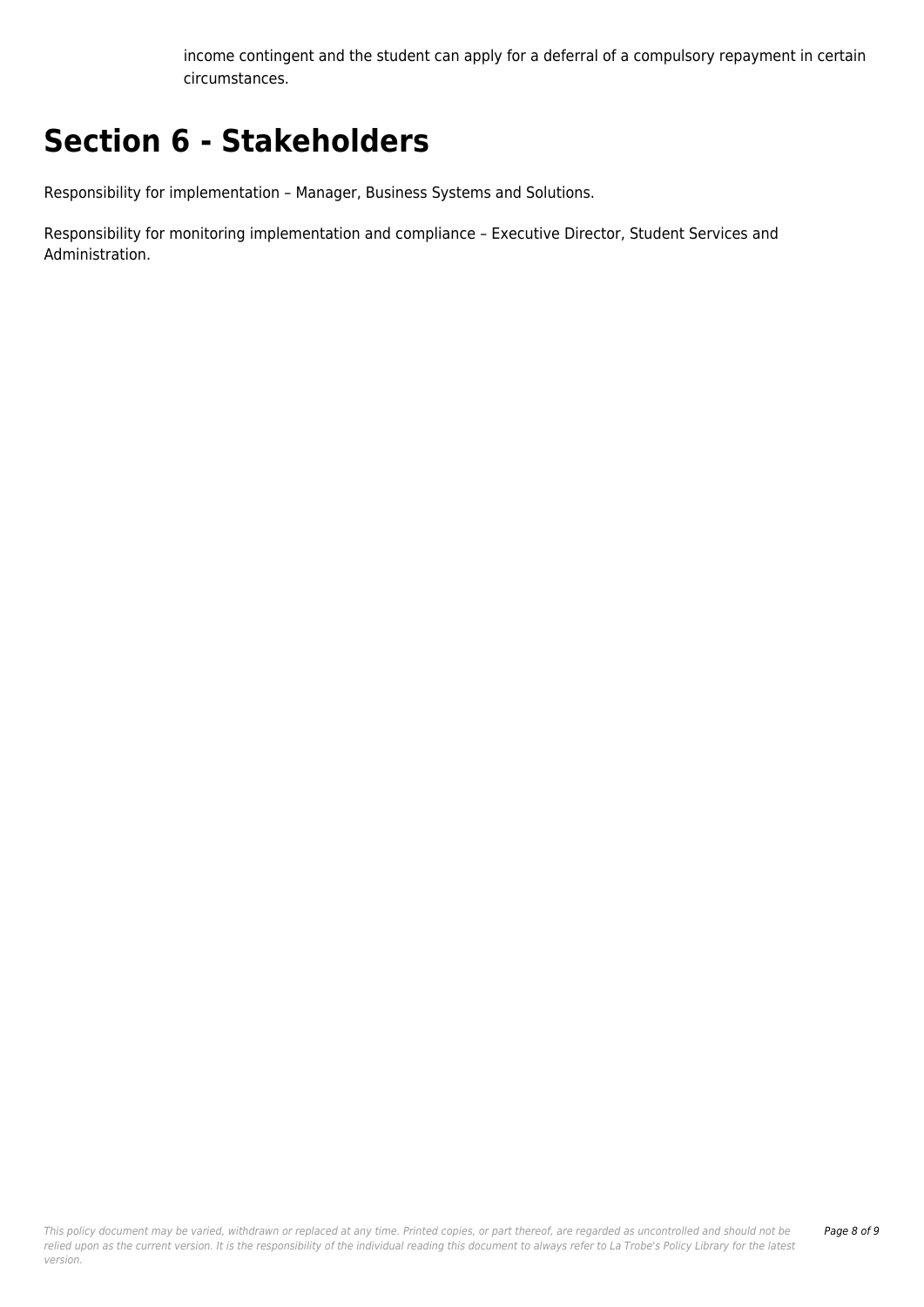income contingent and the student can apply for a deferral of a compulsory repayment in certain circumstances.

# Section 6 - Stakeholders

Responsibility for implementation – Manager, Business Systems and Solutions.

Responsibility for monitoring implementation and compliance – Executive Director, Student Services and Administration.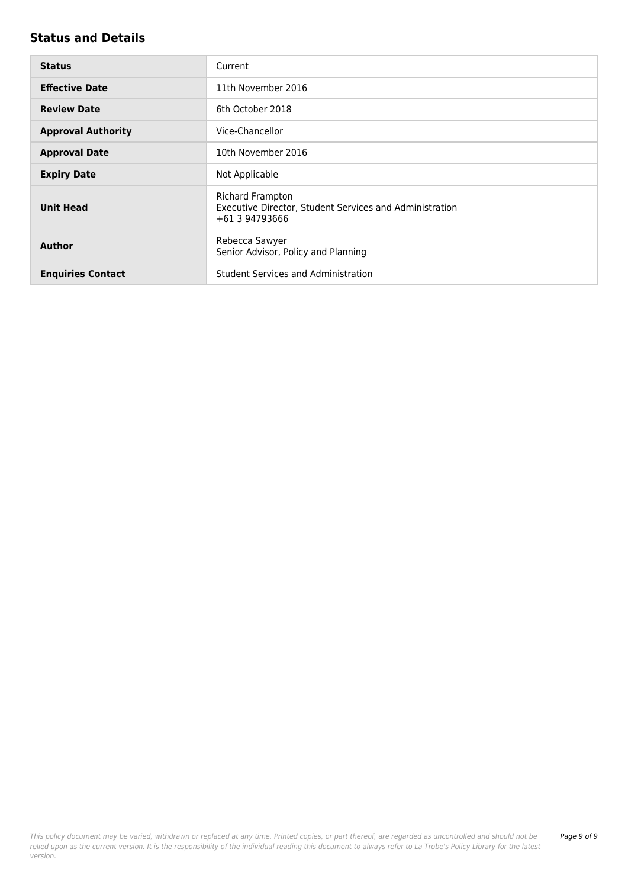## Status and Details

| | |
|---|---|
| **Status** | Current |
| **Effective Date** | 11th November 2016 |
| **Review Date** | 6th October 2018 |
| **Approval Authority** | Vice-Chancellor |
| **Approval Date** | 10th November 2016 |
| **Expiry Date** | Not Applicable |
| **Unit Head** | Richard Frampton<br>Executive Director, Student Services and Administration<br>+61 3 94793666 |
| **Author** | Rebecca Sawyer<br>Senior Advisor, Policy and Planning |
| **Enquiries Contact** | Student Services and Administration |

*This policy document may be varied, withdrawn or replaced at any time. Printed copies, or part thereof, are regarded as uncontrolled and should not be relied upon as the current version. It is the responsibility of the individual reading this document to always refer to La Trobe's Policy Library for the latest version.*